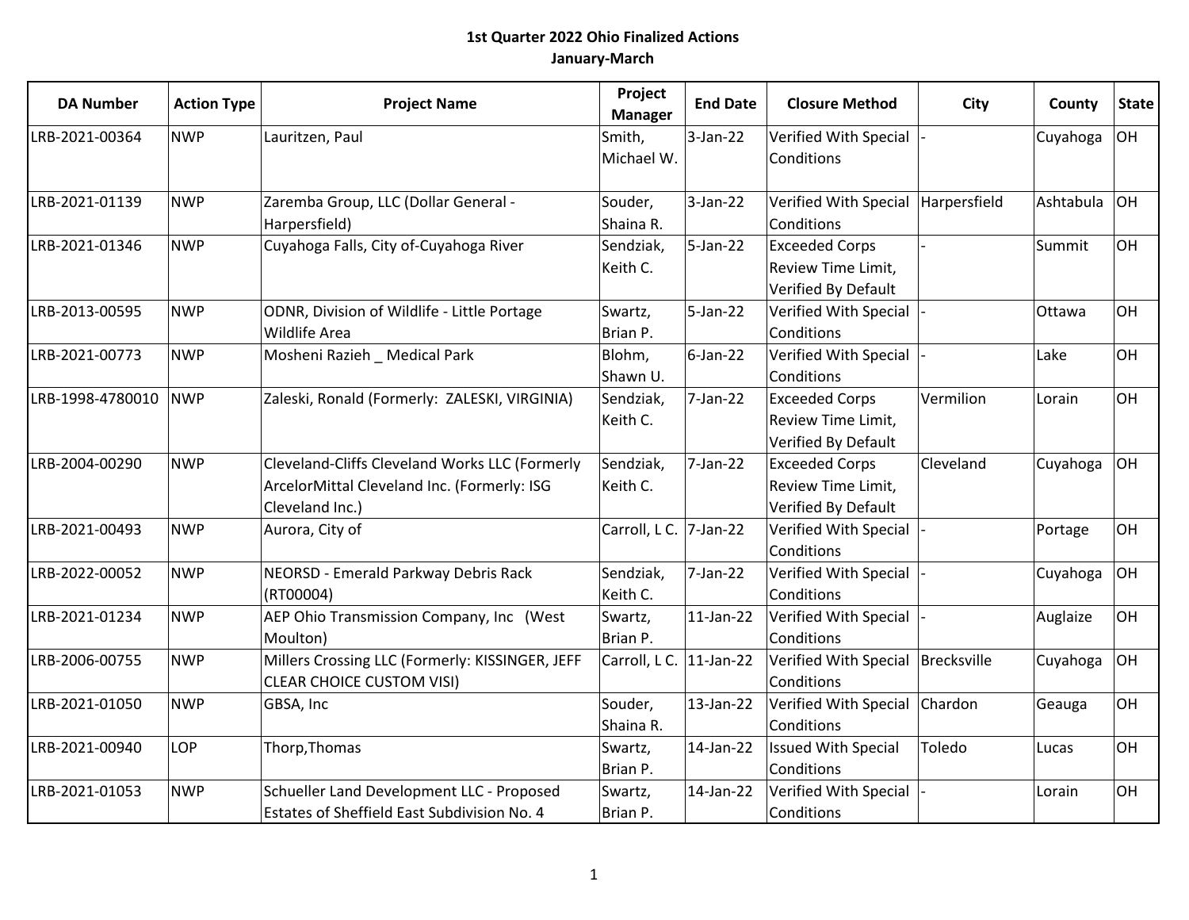# 1st Quarter 2022 Ohio Finalized Actions
## January-March

| DA Number | Action Type | Project Name | Project Manager | End Date | Closure Method | City | County | State |
|---|---|---|---|---|---|---|---|---|
| LRB-2021-00364 | NWP | Lauritzen, Paul | Smith, Michael W. | 3-Jan-22 | Verified With Special Conditions | - | Cuyahoga | OH |
| LRB-2021-01139 | NWP | Zaremba Group, LLC (Dollar General - Harpersfield) | Souder, Shaina R. | 3-Jan-22 | Verified With Special Conditions | Harpersfield | Ashtabula | OH |
| LRB-2021-01346 | NWP | Cuyahoga Falls, City of-Cuyahoga River | Sendziak, Keith C. | 5-Jan-22 | Exceeded Corps Review Time Limit, Verified By Default | - | Summit | OH |
| LRB-2013-00595 | NWP | ODNR, Division of Wildlife - Little Portage Wildlife Area | Swartz, Brian P. | 5-Jan-22 | Verified With Special Conditions | - | Ottawa | OH |
| LRB-2021-00773 | NWP | Mosheni Razieh _ Medical Park | Blohm, Shawn U. | 6-Jan-22 | Verified With Special Conditions | - | Lake | OH |
| LRB-1998-4780010 | NWP | Zaleski, Ronald (Formerly: ZALESKI, VIRGINIA) | Sendziak, Keith C. | 7-Jan-22 | Exceeded Corps Review Time Limit, Verified By Default | Vermilion | Lorain | OH |
| LRB-2004-00290 | NWP | Cleveland-Cliffs Cleveland Works LLC (Formerly ArcelorMittal Cleveland Inc. (Formerly: ISG Cleveland Inc.) | Sendziak, Keith C. | 7-Jan-22 | Exceeded Corps Review Time Limit, Verified By Default | Cleveland | Cuyahoga | OH |
| LRB-2021-00493 | NWP | Aurora, City of | Carroll, L C. | 7-Jan-22 | Verified With Special Conditions | - | Portage | OH |
| LRB-2022-00052 | NWP | NEORSD - Emerald Parkway Debris Rack (RT00004) | Sendziak, Keith C. | 7-Jan-22 | Verified With Special Conditions | - | Cuyahoga | OH |
| LRB-2021-01234 | NWP | AEP Ohio Transmission Company, Inc (West Moulton) | Swartz, Brian P. | 11-Jan-22 | Verified With Special Conditions | - | Auglaize | OH |
| LRB-2006-00755 | NWP | Millers Crossing LLC (Formerly: KISSINGER, JEFF CLEAR CHOICE CUSTOM VISI) | Carroll, L C. | 11-Jan-22 | Verified With Special Conditions | Brecksville | Cuyahoga | OH |
| LRB-2021-01050 | NWP | GBSA, Inc | Souder, Shaina R. | 13-Jan-22 | Verified With Special Conditions | Chardon | Geauga | OH |
| LRB-2021-00940 | LOP | Thorp,Thomas | Swartz, Brian P. | 14-Jan-22 | Issued With Special Conditions | Toledo | Lucas | OH |
| LRB-2021-01053 | NWP | Schueller Land Development LLC - Proposed Estates of Sheffield East Subdivision No. 4 | Swartz, Brian P. | 14-Jan-22 | Verified With Special Conditions | - | Lorain | OH |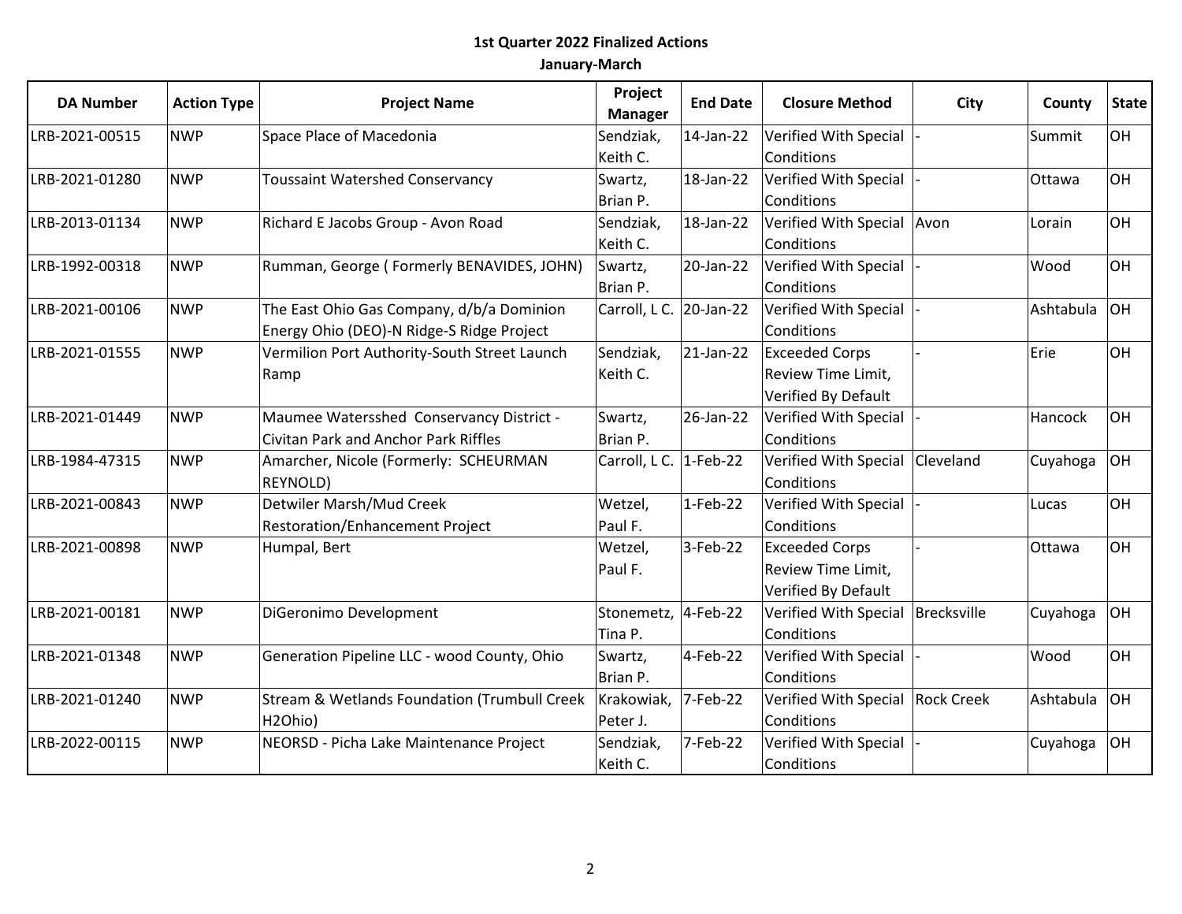# 1st Quarter 2022 Finalized Actions

## January-March

| DA Number | Action Type | Project Name | Project Manager | End Date | Closure Method | City | County | State |
|---|---|---|---|---|---|---|---|---|
| LRB-2021-00515 | NWP | Space Place of Macedonia | Sendziak, Keith C. | 14-Jan-22 | Verified With Special Conditions | - | Summit | OH |
| LRB-2021-01280 | NWP | Toussaint Watershed Conservancy | Swartz, Brian P. | 18-Jan-22 | Verified With Special Conditions | - | Ottawa | OH |
| LRB-2013-01134 | NWP | Richard E Jacobs Group - Avon Road | Sendziak, Keith C. | 18-Jan-22 | Verified With Special Conditions | Avon | Lorain | OH |
| LRB-1992-00318 | NWP | Rumman, George ( Formerly BENAVIDES, JOHN) | Swartz, Brian P. | 20-Jan-22 | Verified With Special Conditions | - | Wood | OH |
| LRB-2021-00106 | NWP | The East Ohio Gas Company, d/b/a Dominion Energy Ohio (DEO)-N Ridge-S Ridge Project | Carroll, L C. | 20-Jan-22 | Verified With Special Conditions | - | Ashtabula | OH |
| LRB-2021-01555 | NWP | Vermilion Port Authority-South Street Launch Ramp | Sendziak, Keith C. | 21-Jan-22 | Exceeded Corps Review Time Limit, Verified By Default | - | Erie | OH |
| LRB-2021-01449 | NWP | Maumee Watersshed Conservancy District - Civitan Park and Anchor Park Riffles | Swartz, Brian P. | 26-Jan-22 | Verified With Special Conditions | - | Hancock | OH |
| LRB-1984-47315 | NWP | Amarcher, Nicole (Formerly: SCHEURMAN REYNOLD) | Carroll, L C. | 1-Feb-22 | Verified With Special Conditions | Cleveland | Cuyahoga | OH |
| LRB-2021-00843 | NWP | Detwiler Marsh/Mud Creek Restoration/Enhancement Project | Wetzel, Paul F. | 1-Feb-22 | Verified With Special Conditions | - | Lucas | OH |
| LRB-2021-00898 | NWP | Humpal, Bert | Wetzel, Paul F. | 3-Feb-22 | Exceeded Corps Review Time Limit, Verified By Default | - | Ottawa | OH |
| LRB-2021-00181 | NWP | DiGeronimo Development | Stonemetz, Tina P. | 4-Feb-22 | Verified With Special Conditions | Brecksville | Cuyahoga | OH |
| LRB-2021-01348 | NWP | Generation Pipeline LLC - wood County, Ohio | Swartz, Brian P. | 4-Feb-22 | Verified With Special Conditions | - | Wood | OH |
| LRB-2021-01240 | NWP | Stream & Wetlands Foundation (Trumbull Creek H2Ohio) | Krakowiak, Peter J. | 7-Feb-22 | Verified With Special Conditions | Rock Creek | Ashtabula | OH |
| LRB-2022-00115 | NWP | NEORSD - Picha Lake Maintenance Project | Sendziak, Keith C. | 7-Feb-22 | Verified With Special Conditions | - | Cuyahoga | OH |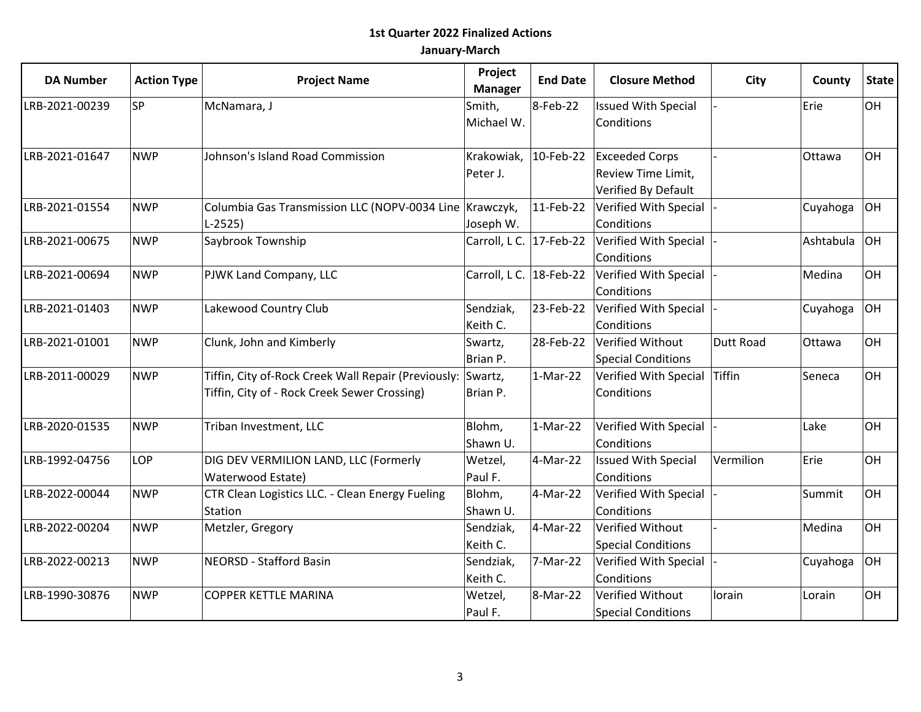**1st Quarter 2022 Finalized Actions**

**January-March**

| DA Number | Action Type | Project Name | Project Manager | End Date | Closure Method | City | County | State |
|---|---|---|---|---|---|---|---|---|
| LRB-2021-00239 | SP | McNamara, J | Smith, Michael W. | 8-Feb-22 | Issued With Special Conditions | - | Erie | OH |
| LRB-2021-01647 | NWP | Johnson's Island Road Commission | Krakowiak, Peter J. | 10-Feb-22 | Exceeded Corps Review Time Limit, Verified By Default | - | Ottawa | OH |
| LRB-2021-01554 | NWP | Columbia Gas Transmission LLC (NOPV-0034 Line L-2525) | Krawczyk, Joseph W. | 11-Feb-22 | Verified With Special Conditions | - | Cuyahoga | OH |
| LRB-2021-00675 | NWP | Saybrook Township | Carroll, L C. | 17-Feb-22 | Verified With Special Conditions | - | Ashtabula | OH |
| LRB-2021-00694 | NWP | PJWK Land Company, LLC | Carroll, L C. | 18-Feb-22 | Verified With Special Conditions | - | Medina | OH |
| LRB-2021-01403 | NWP | Lakewood Country Club | Sendziak, Keith C. | 23-Feb-22 | Verified With Special Conditions | - | Cuyahoga | OH |
| LRB-2021-01001 | NWP | Clunk, John and Kimberly | Swartz, Brian P. | 28-Feb-22 | Verified Without Special Conditions | Dutt Road | Ottawa | OH |
| LRB-2011-00029 | NWP | Tiffin, City of-Rock Creek Wall Repair (Previously: Tiffin, City of - Rock Creek Sewer Crossing) | Swartz, Brian P. | 1-Mar-22 | Verified With Special Conditions | Tiffin | Seneca | OH |
| LRB-2020-01535 | NWP | Triban Investment, LLC | Blohm, Shawn U. | 1-Mar-22 | Verified With Special Conditions | - | Lake | OH |
| LRB-1992-04756 | LOP | DIG DEV VERMILION LAND, LLC (Formerly Waterwood Estate) | Wetzel, Paul F. | 4-Mar-22 | Issued With Special Conditions | Vermilion | Erie | OH |
| LRB-2022-00044 | NWP | CTR Clean Logistics LLC. - Clean Energy Fueling Station | Blohm, Shawn U. | 4-Mar-22 | Verified With Special Conditions | - | Summit | OH |
| LRB-2022-00204 | NWP | Metzler, Gregory | Sendziak, Keith C. | 4-Mar-22 | Verified Without Special Conditions | - | Medina | OH |
| LRB-2022-00213 | NWP | NEORSD - Stafford Basin | Sendziak, Keith C. | 7-Mar-22 | Verified With Special Conditions | - | Cuyahoga | OH |
| LRB-1990-30876 | NWP | COPPER KETTLE MARINA | Wetzel, Paul F. | 8-Mar-22 | Verified Without Special Conditions | lorain | Lorain | OH |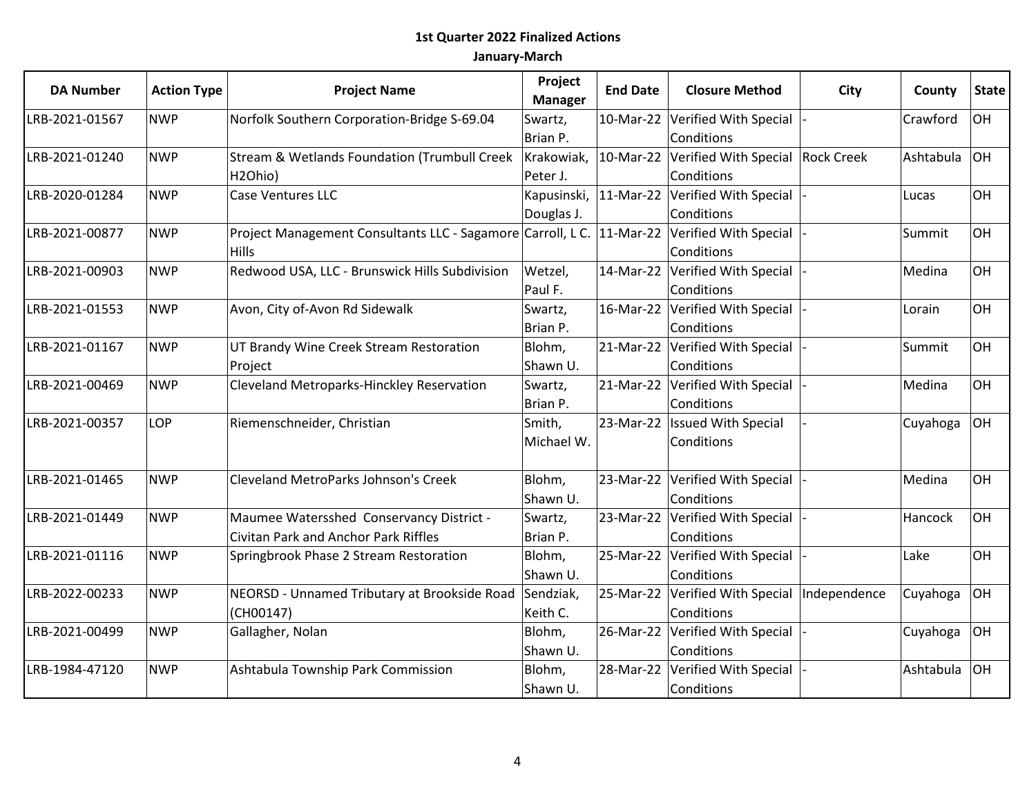**1st Quarter 2022 Finalized Actions**

**January-March**

| DA Number | Action Type | Project Name | Project Manager | End Date | Closure Method | City | County | State |
|---|---|---|---|---|---|---|---|---|
| LRB-2021-01567 | NWP | Norfolk Southern Corporation-Bridge S-69.04 | Swartz, Brian P. | 10-Mar-22 | Verified With Special Conditions | - | Crawford | OH |
| LRB-2021-01240 | NWP | Stream & Wetlands Foundation (Trumbull Creek H2Ohio) | Krakowiak, Peter J. | 10-Mar-22 | Verified With Special Conditions | Rock Creek | Ashtabula | OH |
| LRB-2020-01284 | NWP | Case Ventures LLC | Kapusinski, Douglas J. | 11-Mar-22 | Verified With Special Conditions | - | Lucas | OH |
| LRB-2021-00877 | NWP | Project Management Consultants LLC - Sagamore Hills | Carroll, L C. | 11-Mar-22 | Verified With Special Conditions | - | Summit | OH |
| LRB-2021-00903 | NWP | Redwood USA, LLC - Brunswick Hills Subdivision | Wetzel, Paul F. | 14-Mar-22 | Verified With Special Conditions | - | Medina | OH |
| LRB-2021-01553 | NWP | Avon, City of-Avon Rd Sidewalk | Swartz, Brian P. | 16-Mar-22 | Verified With Special Conditions | - | Lorain | OH |
| LRB-2021-01167 | NWP | UT Brandy Wine Creek Stream Restoration Project | Blohm, Shawn U. | 21-Mar-22 | Verified With Special Conditions | - | Summit | OH |
| LRB-2021-00469 | NWP | Cleveland Metroparks-Hinckley Reservation | Swartz, Brian P. | 21-Mar-22 | Verified With Special Conditions | - | Medina | OH |
| LRB-2021-00357 | LOP | Riemenschneider, Christian | Smith, Michael W. | 23-Mar-22 | Issued With Special Conditions | - | Cuyahoga | OH |
| LRB-2021-01465 | NWP | Cleveland MetroParks Johnson's Creek | Blohm, Shawn U. | 23-Mar-22 | Verified With Special Conditions | - | Medina | OH |
| LRB-2021-01449 | NWP | Maumee Watersshed Conservancy District - Civitan Park and Anchor Park Riffles | Swartz, Brian P. | 23-Mar-22 | Verified With Special Conditions | - | Hancock | OH |
| LRB-2021-01116 | NWP | Springbrook Phase 2 Stream Restoration | Blohm, Shawn U. | 25-Mar-22 | Verified With Special Conditions | - | Lake | OH |
| LRB-2022-00233 | NWP | NEORSD - Unnamed Tributary at Brookside Road (CH00147) | Sendziak, Keith C. | 25-Mar-22 | Verified With Special Conditions | Independence | Cuyahoga | OH |
| LRB-2021-00499 | NWP | Gallagher, Nolan | Blohm, Shawn U. | 26-Mar-22 | Verified With Special Conditions | - | Cuyahoga | OH |
| LRB-1984-47120 | NWP | Ashtabula Township Park Commission | Blohm, Shawn U. | 28-Mar-22 | Verified With Special Conditions | - | Ashtabula | OH |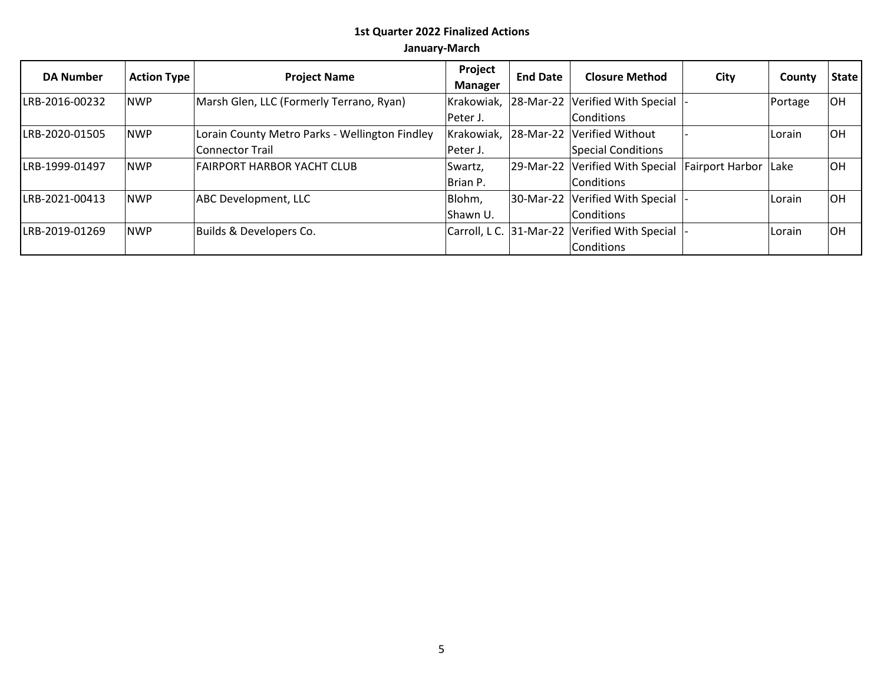**1st Quarter 2022 Finalized Actions**

**January-March**

| DA Number | Action Type | Project Name | Project Manager | End Date | Closure Method | City | County | State |
|---|---|---|---|---|---|---|---|---|
| LRB-2016-00232 | NWP | Marsh Glen, LLC (Formerly Terrano, Ryan) | Krakowiak, Peter J. | 28-Mar-22 | Verified With Special Conditions | - | Portage | OH |
| LRB-2020-01505 | NWP | Lorain County Metro Parks - Wellington Findley Connector Trail | Krakowiak, Peter J. | 28-Mar-22 | Verified Without Special Conditions | - | Lorain | OH |
| LRB-1999-01497 | NWP | FAIRPORT HARBOR YACHT CLUB | Swartz, Brian P. | 29-Mar-22 | Verified With Special Conditions | Fairport Harbor | Lake | OH |
| LRB-2021-00413 | NWP | ABC Development, LLC | Blohm, Shawn U. | 30-Mar-22 | Verified With Special Conditions | - | Lorain | OH |
| LRB-2019-01269 | NWP | Builds & Developers Co. | Carroll, L C. | 31-Mar-22 | Verified With Special Conditions | - | Lorain | OH |